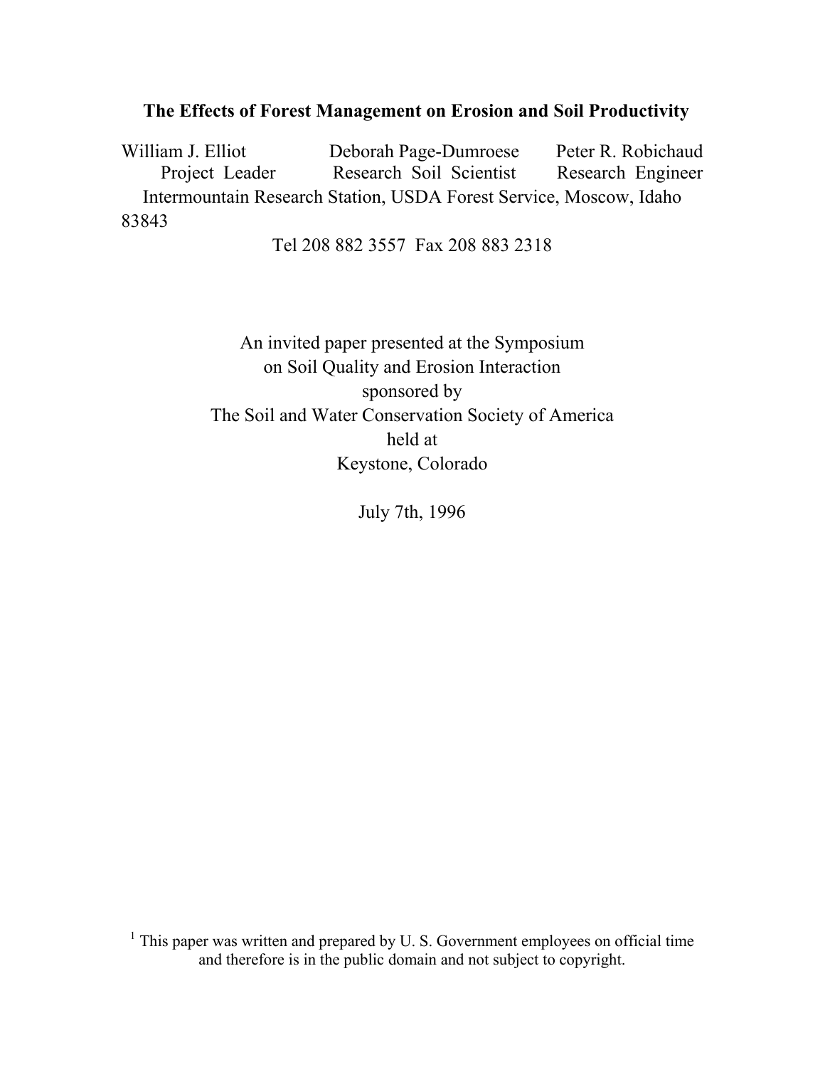# The Effects of Forest Management on Erosion and Soil Productivity

William J. Elliot — Project Leader
Deborah Page-Dumroese — Research Soil Scientist
Peter R. Robichaud — Research Engineer

Intermountain Research Station, USDA Forest Service, Moscow, Idaho 83843

Tel 208 882 3557 Fax 208 883 2318

An invited paper presented at the Symposium
on Soil Quality and Erosion Interaction
sponsored by
The Soil and Water Conservation Society of America
held at
Keystone, Colorado

July 7th, 1996

[1] This paper was written and prepared by U. S. Government employees on official time and therefore is in the public domain and not subject to copyright.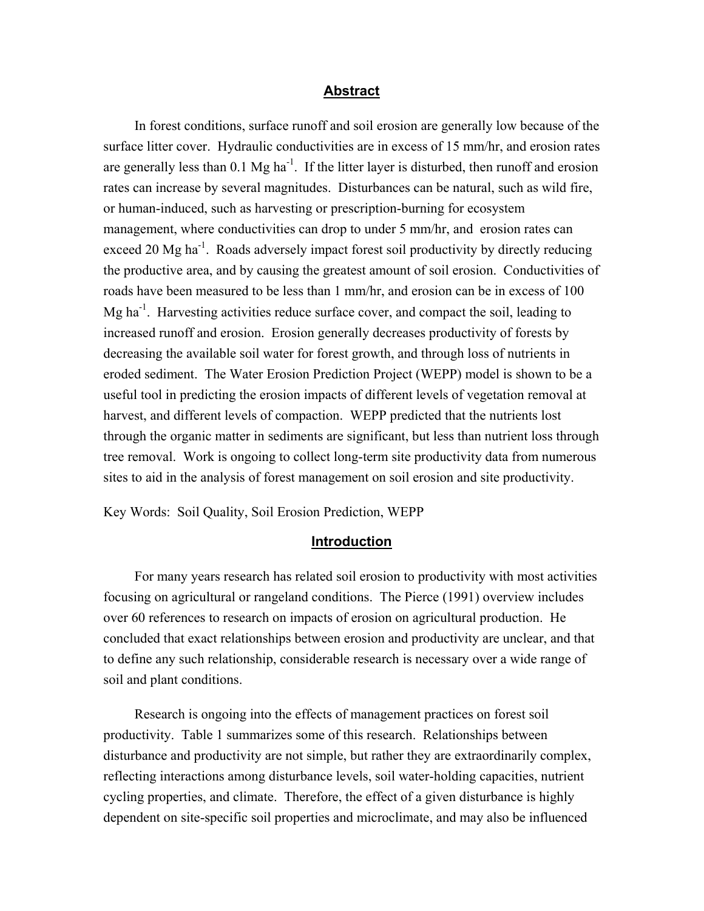## Abstract

In forest conditions, surface runoff and soil erosion are generally low because of the surface litter cover. Hydraulic conductivities are in excess of 15 mm/hr, and erosion rates are generally less than 0.1 Mg ha$^{-1}$. If the litter layer is disturbed, then runoff and erosion rates can increase by several magnitudes. Disturbances can be natural, such as wild fire, or human-induced, such as harvesting or prescription-burning for ecosystem management, where conductivities can drop to under 5 mm/hr, and erosion rates can exceed 20 Mg ha$^{-1}$. Roads adversely impact forest soil productivity by directly reducing the productive area, and by causing the greatest amount of soil erosion. Conductivities of roads have been measured to be less than 1 mm/hr, and erosion can be in excess of 100 Mg ha$^{-1}$. Harvesting activities reduce surface cover, and compact the soil, leading to increased runoff and erosion. Erosion generally decreases productivity of forests by decreasing the available soil water for forest growth, and through loss of nutrients in eroded sediment. The Water Erosion Prediction Project (WEPP) model is shown to be a useful tool in predicting the erosion impacts of different levels of vegetation removal at harvest, and different levels of compaction. WEPP predicted that the nutrients lost through the organic matter in sediments are significant, but less than nutrient loss through tree removal. Work is ongoing to collect long-term site productivity data from numerous sites to aid in the analysis of forest management on soil erosion and site productivity.

Key Words: Soil Quality, Soil Erosion Prediction, WEPP

## Introduction

For many years research has related soil erosion to productivity with most activities focusing on agricultural or rangeland conditions. The Pierce (1991) overview includes over 60 references to research on impacts of erosion on agricultural production. He concluded that exact relationships between erosion and productivity are unclear, and that to define any such relationship, considerable research is necessary over a wide range of soil and plant conditions.

Research is ongoing into the effects of management practices on forest soil productivity. Table 1 summarizes some of this research. Relationships between disturbance and productivity are not simple, but rather they are extraordinarily complex, reflecting interactions among disturbance levels, soil water-holding capacities, nutrient cycling properties, and climate. Therefore, the effect of a given disturbance is highly dependent on site-specific soil properties and microclimate, and may also be influenced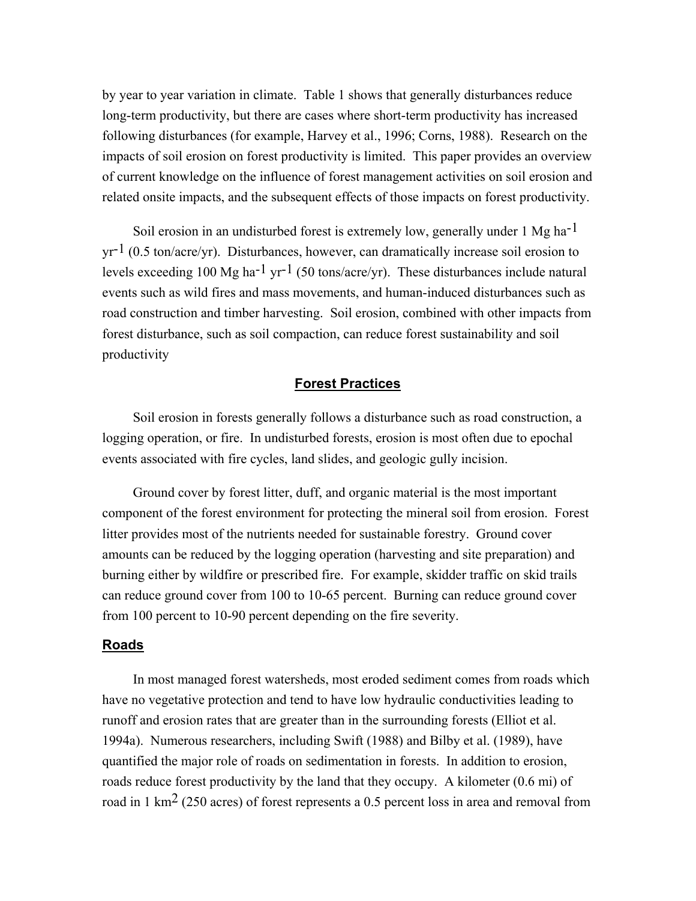by year to year variation in climate. Table 1 shows that generally disturbances reduce long-term productivity, but there are cases where short-term productivity has increased following disturbances (for example, Harvey et al., 1996; Corns, 1988). Research on the impacts of soil erosion on forest productivity is limited. This paper provides an overview of current knowledge on the influence of forest management activities on soil erosion and related onsite impacts, and the subsequent effects of those impacts on forest productivity.

Soil erosion in an undisturbed forest is extremely low, generally under 1 Mg $ha^{-1}$ $yr^{-1}$ (0.5 ton/acre/yr). Disturbances, however, can dramatically increase soil erosion to levels exceeding 100 Mg $ha^{-1}$ $yr^{-1}$ (50 tons/acre/yr). These disturbances include natural events such as wild fires and mass movements, and human-induced disturbances such as road construction and timber harvesting. Soil erosion, combined with other impacts from forest disturbance, such as soil compaction, can reduce forest sustainability and soil productivity

## Forest Practices

Soil erosion in forests generally follows a disturbance such as road construction, a logging operation, or fire. In undisturbed forests, erosion is most often due to epochal events associated with fire cycles, land slides, and geologic gully incision.

Ground cover by forest litter, duff, and organic material is the most important component of the forest environment for protecting the mineral soil from erosion. Forest litter provides most of the nutrients needed for sustainable forestry. Ground cover amounts can be reduced by the logging operation (harvesting and site preparation) and burning either by wildfire or prescribed fire. For example, skidder traffic on skid trails can reduce ground cover from 100 to 10-65 percent. Burning can reduce ground cover from 100 percent to 10-90 percent depending on the fire severity.

### Roads

In most managed forest watersheds, most eroded sediment comes from roads which have no vegetative protection and tend to have low hydraulic conductivities leading to runoff and erosion rates that are greater than in the surrounding forests (Elliot et al. 1994a). Numerous researchers, including Swift (1988) and Bilby et al. (1989), have quantified the major role of roads on sedimentation in forests. In addition to erosion, roads reduce forest productivity by the land that they occupy. A kilometer (0.6 mi) of road in 1 $km^2$ (250 acres) of forest represents a 0.5 percent loss in area and removal from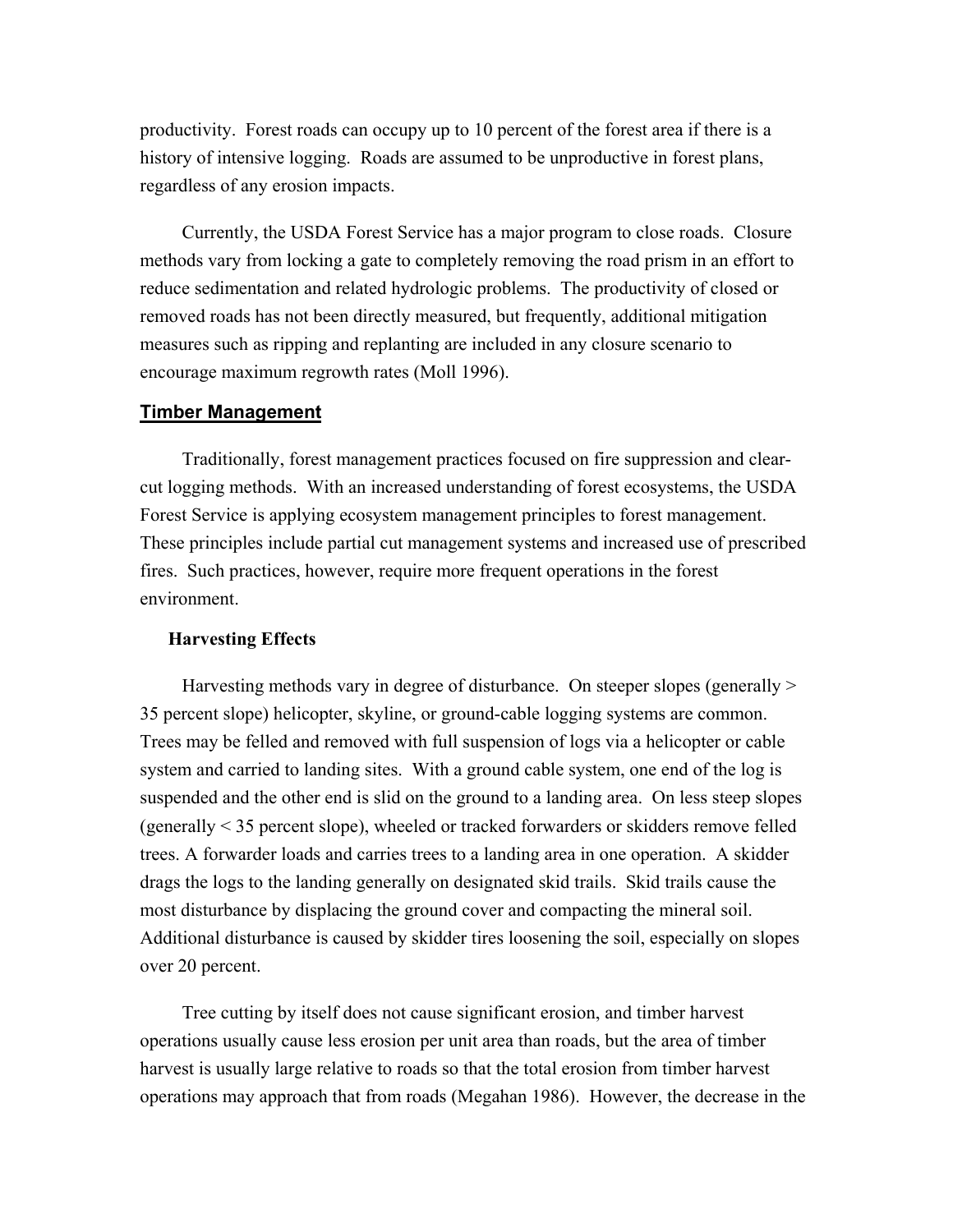productivity. Forest roads can occupy up to 10 percent of the forest area if there is a history of intensive logging. Roads are assumed to be unproductive in forest plans, regardless of any erosion impacts.

Currently, the USDA Forest Service has a major program to close roads. Closure methods vary from locking a gate to completely removing the road prism in an effort to reduce sedimentation and related hydrologic problems. The productivity of closed or removed roads has not been directly measured, but frequently, additional mitigation measures such as ripping and replanting are included in any closure scenario to encourage maximum regrowth rates (Moll 1996).

## Timber Management

Traditionally, forest management practices focused on fire suppression and clear-cut logging methods. With an increased understanding of forest ecosystems, the USDA Forest Service is applying ecosystem management principles to forest management. These principles include partial cut management systems and increased use of prescribed fires. Such practices, however, require more frequent operations in the forest environment.

### Harvesting Effects

Harvesting methods vary in degree of disturbance. On steeper slopes (generally > 35 percent slope) helicopter, skyline, or ground-cable logging systems are common. Trees may be felled and removed with full suspension of logs via a helicopter or cable system and carried to landing sites. With a ground cable system, one end of the log is suspended and the other end is slid on the ground to a landing area. On less steep slopes (generally < 35 percent slope), wheeled or tracked forwarders or skidders remove felled trees. A forwarder loads and carries trees to a landing area in one operation. A skidder drags the logs to the landing generally on designated skid trails. Skid trails cause the most disturbance by displacing the ground cover and compacting the mineral soil. Additional disturbance is caused by skidder tires loosening the soil, especially on slopes over 20 percent.

Tree cutting by itself does not cause significant erosion, and timber harvest operations usually cause less erosion per unit area than roads, but the area of timber harvest is usually large relative to roads so that the total erosion from timber harvest operations may approach that from roads (Megahan 1986). However, the decrease in the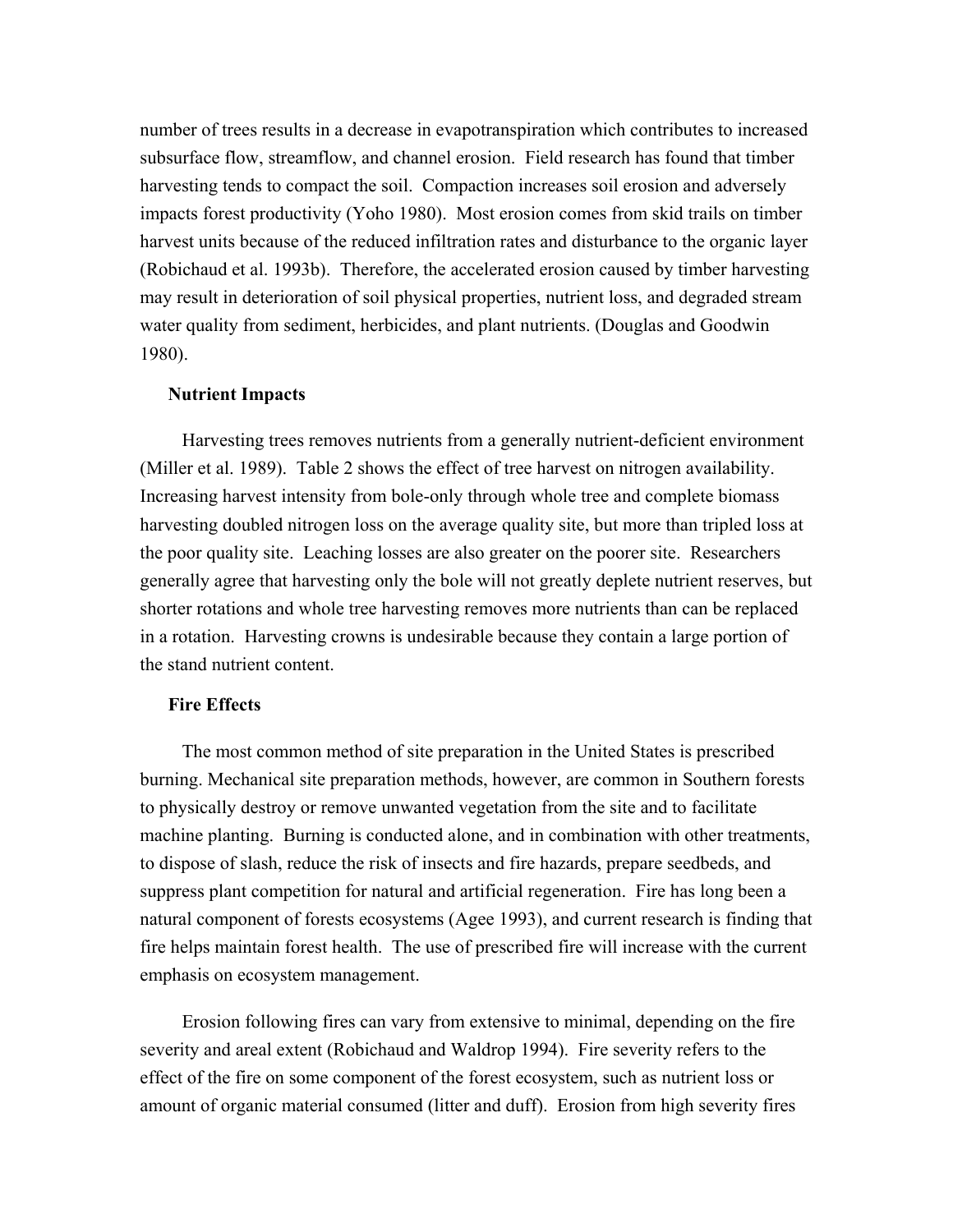number of trees results in a decrease in evapotranspiration which contributes to increased subsurface flow, streamflow, and channel erosion. Field research has found that timber harvesting tends to compact the soil. Compaction increases soil erosion and adversely impacts forest productivity (Yoho 1980). Most erosion comes from skid trails on timber harvest units because of the reduced infiltration rates and disturbance to the organic layer (Robichaud et al. 1993b). Therefore, the accelerated erosion caused by timber harvesting may result in deterioration of soil physical properties, nutrient loss, and degraded stream water quality from sediment, herbicides, and plant nutrients. (Douglas and Goodwin 1980).

### Nutrient Impacts

Harvesting trees removes nutrients from a generally nutrient-deficient environment (Miller et al. 1989). Table 2 shows the effect of tree harvest on nitrogen availability. Increasing harvest intensity from bole-only through whole tree and complete biomass harvesting doubled nitrogen loss on the average quality site, but more than tripled loss at the poor quality site. Leaching losses are also greater on the poorer site. Researchers generally agree that harvesting only the bole will not greatly deplete nutrient reserves, but shorter rotations and whole tree harvesting removes more nutrients than can be replaced in a rotation. Harvesting crowns is undesirable because they contain a large portion of the stand nutrient content.

### Fire Effects

The most common method of site preparation in the United States is prescribed burning. Mechanical site preparation methods, however, are common in Southern forests to physically destroy or remove unwanted vegetation from the site and to facilitate machine planting. Burning is conducted alone, and in combination with other treatments, to dispose of slash, reduce the risk of insects and fire hazards, prepare seedbeds, and suppress plant competition for natural and artificial regeneration. Fire has long been a natural component of forests ecosystems (Agee 1993), and current research is finding that fire helps maintain forest health. The use of prescribed fire will increase with the current emphasis on ecosystem management.

Erosion following fires can vary from extensive to minimal, depending on the fire severity and areal extent (Robichaud and Waldrop 1994). Fire severity refers to the effect of the fire on some component of the forest ecosystem, such as nutrient loss or amount of organic material consumed (litter and duff). Erosion from high severity fires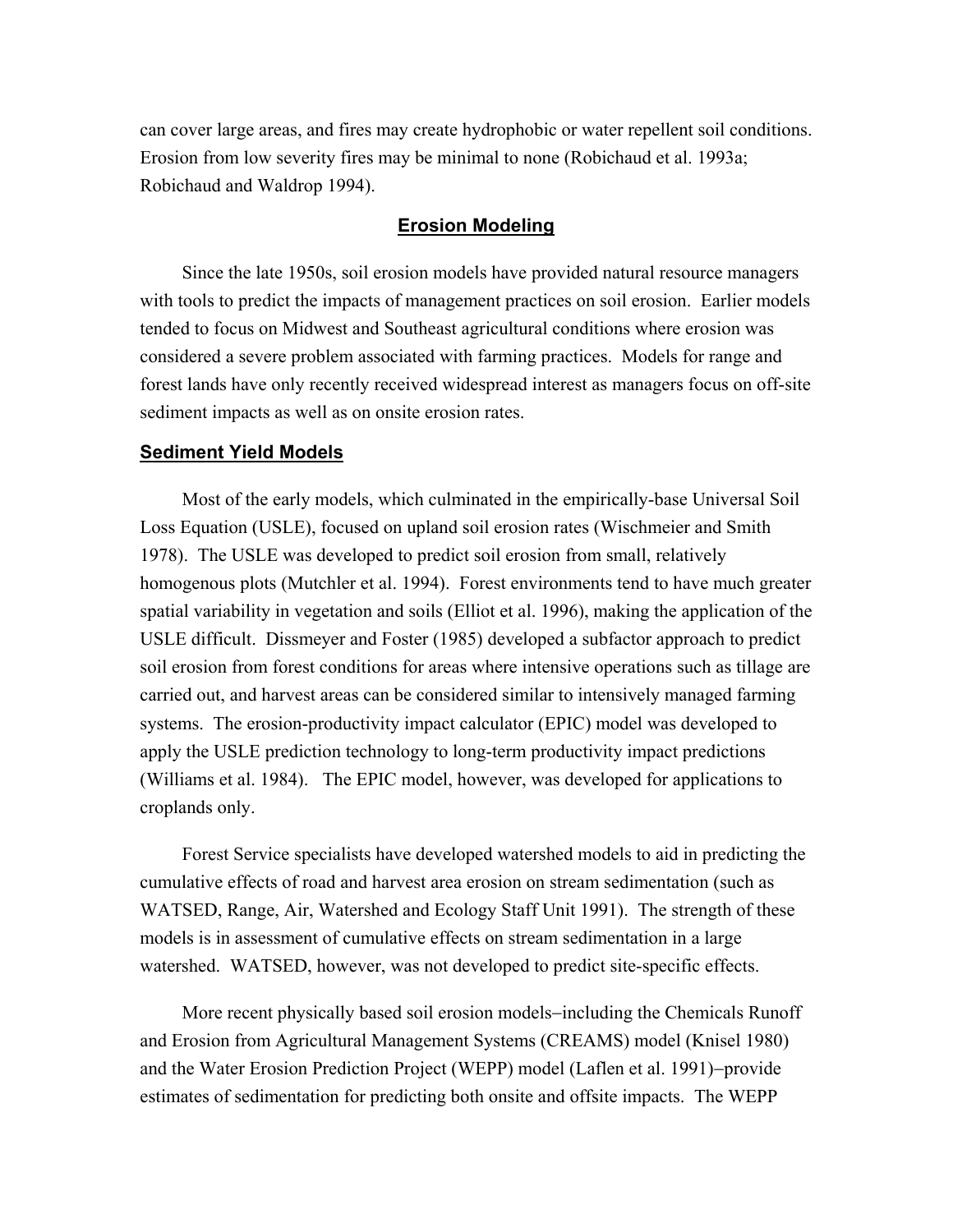can cover large areas, and fires may create hydrophobic or water repellent soil conditions. Erosion from low severity fires may be minimal to none (Robichaud et al. 1993a; Robichaud and Waldrop 1994).

## Erosion Modeling

Since the late 1950s, soil erosion models have provided natural resource managers with tools to predict the impacts of management practices on soil erosion. Earlier models tended to focus on Midwest and Southeast agricultural conditions where erosion was considered a severe problem associated with farming practices. Models for range and forest lands have only recently received widespread interest as managers focus on off-site sediment impacts as well as on onsite erosion rates.

### Sediment Yield Models

Most of the early models, which culminated in the empirically-base Universal Soil Loss Equation (USLE), focused on upland soil erosion rates (Wischmeier and Smith 1978). The USLE was developed to predict soil erosion from small, relatively homogenous plots (Mutchler et al. 1994). Forest environments tend to have much greater spatial variability in vegetation and soils (Elliot et al. 1996), making the application of the USLE difficult. Dissmeyer and Foster (1985) developed a subfactor approach to predict soil erosion from forest conditions for areas where intensive operations such as tillage are carried out, and harvest areas can be considered similar to intensively managed farming systems. The erosion-productivity impact calculator (EPIC) model was developed to apply the USLE prediction technology to long-term productivity impact predictions (Williams et al. 1984). The EPIC model, however, was developed for applications to croplands only.

Forest Service specialists have developed watershed models to aid in predicting the cumulative effects of road and harvest area erosion on stream sedimentation (such as WATSED, Range, Air, Watershed and Ecology Staff Unit 1991). The strength of these models is in assessment of cumulative effects on stream sedimentation in a large watershed. WATSED, however, was not developed to predict site-specific effects.

More recent physically based soil erosion models–including the Chemicals Runoff and Erosion from Agricultural Management Systems (CREAMS) model (Knisel 1980) and the Water Erosion Prediction Project (WEPP) model (Laflen et al. 1991)–provide estimates of sedimentation for predicting both onsite and offsite impacts. The WEPP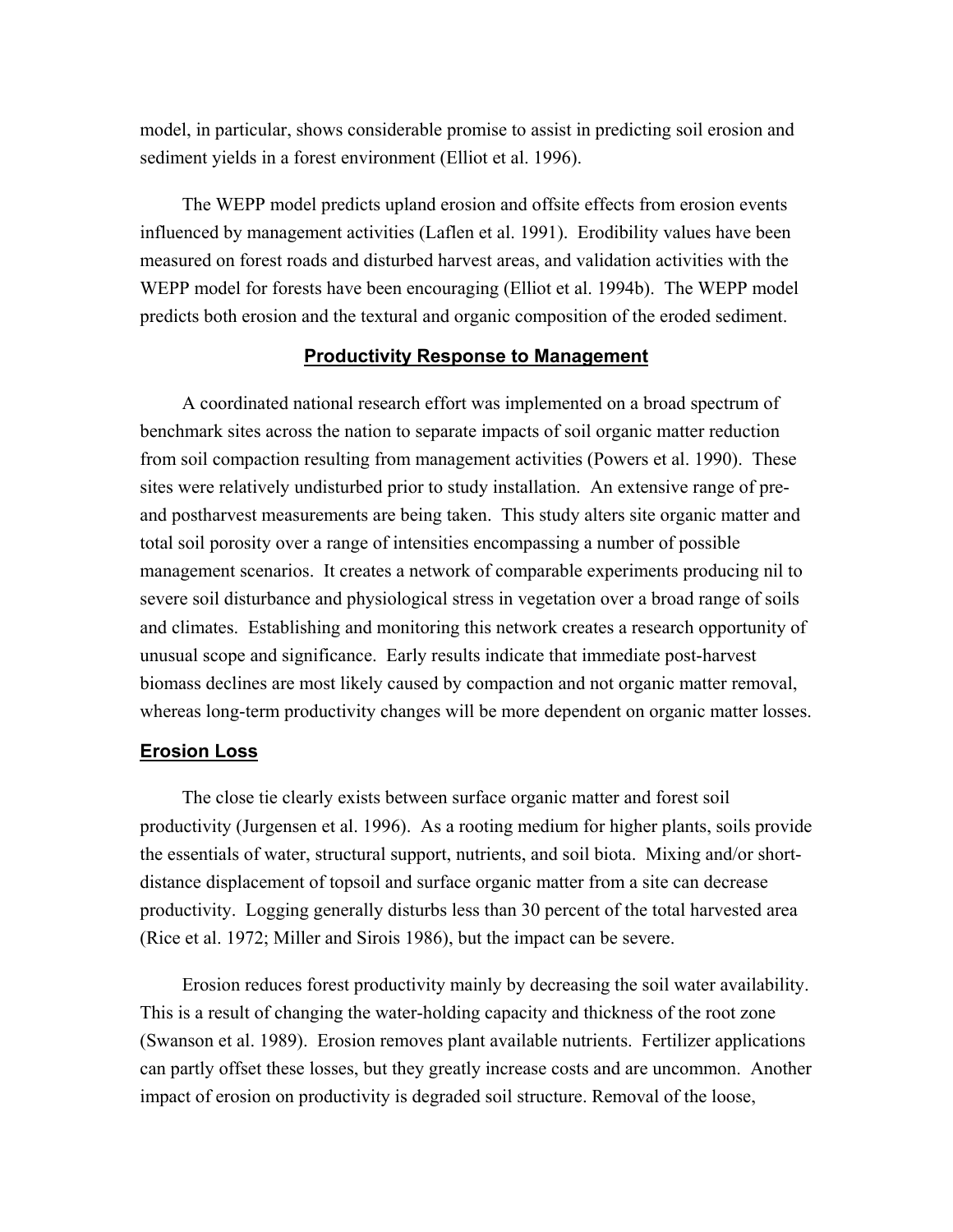model, in particular, shows considerable promise to assist in predicting soil erosion and sediment yields in a forest environment (Elliot et al. 1996).

The WEPP model predicts upland erosion and offsite effects from erosion events influenced by management activities (Laflen et al. 1991). Erodibility values have been measured on forest roads and disturbed harvest areas, and validation activities with the WEPP model for forests have been encouraging (Elliot et al. 1994b). The WEPP model predicts both erosion and the textural and organic composition of the eroded sediment.

## Productivity Response to Management

A coordinated national research effort was implemented on a broad spectrum of benchmark sites across the nation to separate impacts of soil organic matter reduction from soil compaction resulting from management activities (Powers et al. 1990). These sites were relatively undisturbed prior to study installation. An extensive range of pre- and postharvest measurements are being taken. This study alters site organic matter and total soil porosity over a range of intensities encompassing a number of possible management scenarios. It creates a network of comparable experiments producing nil to severe soil disturbance and physiological stress in vegetation over a broad range of soils and climates. Establishing and monitoring this network creates a research opportunity of unusual scope and significance. Early results indicate that immediate post-harvest biomass declines are most likely caused by compaction and not organic matter removal, whereas long-term productivity changes will be more dependent on organic matter losses.

### Erosion Loss

The close tie clearly exists between surface organic matter and forest soil productivity (Jurgensen et al. 1996). As a rooting medium for higher plants, soils provide the essentials of water, structural support, nutrients, and soil biota. Mixing and/or short-distance displacement of topsoil and surface organic matter from a site can decrease productivity. Logging generally disturbs less than 30 percent of the total harvested area (Rice et al. 1972; Miller and Sirois 1986), but the impact can be severe.

Erosion reduces forest productivity mainly by decreasing the soil water availability. This is a result of changing the water-holding capacity and thickness of the root zone (Swanson et al. 1989). Erosion removes plant available nutrients. Fertilizer applications can partly offset these losses, but they greatly increase costs and are uncommon. Another impact of erosion on productivity is degraded soil structure. Removal of the loose,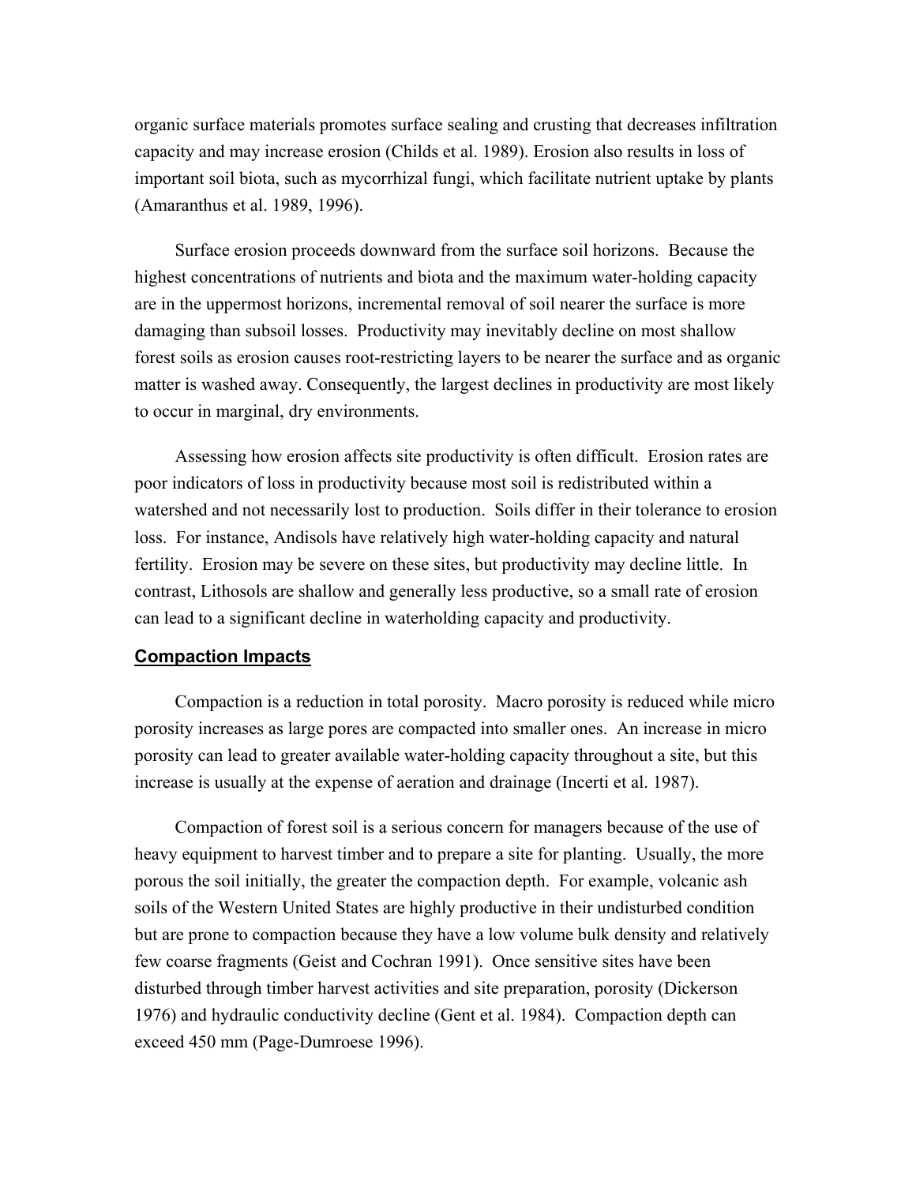organic surface materials promotes surface sealing and crusting that decreases infiltration capacity and may increase erosion (Childs et al. 1989). Erosion also results in loss of important soil biota, such as mycorrhizal fungi, which facilitate nutrient uptake by plants (Amaranthus et al. 1989, 1996).

Surface erosion proceeds downward from the surface soil horizons. Because the highest concentrations of nutrients and biota and the maximum water-holding capacity are in the uppermost horizons, incremental removal of soil nearer the surface is more damaging than subsoil losses. Productivity may inevitably decline on most shallow forest soils as erosion causes root-restricting layers to be nearer the surface and as organic matter is washed away. Consequently, the largest declines in productivity are most likely to occur in marginal, dry environments.

Assessing how erosion affects site productivity is often difficult. Erosion rates are poor indicators of loss in productivity because most soil is redistributed within a watershed and not necessarily lost to production. Soils differ in their tolerance to erosion loss. For instance, Andisols have relatively high water-holding capacity and natural fertility. Erosion may be severe on these sites, but productivity may decline little. In contrast, Lithosols are shallow and generally less productive, so a small rate of erosion can lead to a significant decline in waterholding capacity and productivity.

## Compaction Impacts

Compaction is a reduction in total porosity. Macro porosity is reduced while micro porosity increases as large pores are compacted into smaller ones. An increase in micro porosity can lead to greater available water-holding capacity throughout a site, but this increase is usually at the expense of aeration and drainage (Incerti et al. 1987).

Compaction of forest soil is a serious concern for managers because of the use of heavy equipment to harvest timber and to prepare a site for planting. Usually, the more porous the soil initially, the greater the compaction depth. For example, volcanic ash soils of the Western United States are highly productive in their undisturbed condition but are prone to compaction because they have a low volume bulk density and relatively few coarse fragments (Geist and Cochran 1991). Once sensitive sites have been disturbed through timber harvest activities and site preparation, porosity (Dickerson 1976) and hydraulic conductivity decline (Gent et al. 1984). Compaction depth can exceed 450 mm (Page-Dumroese 1996).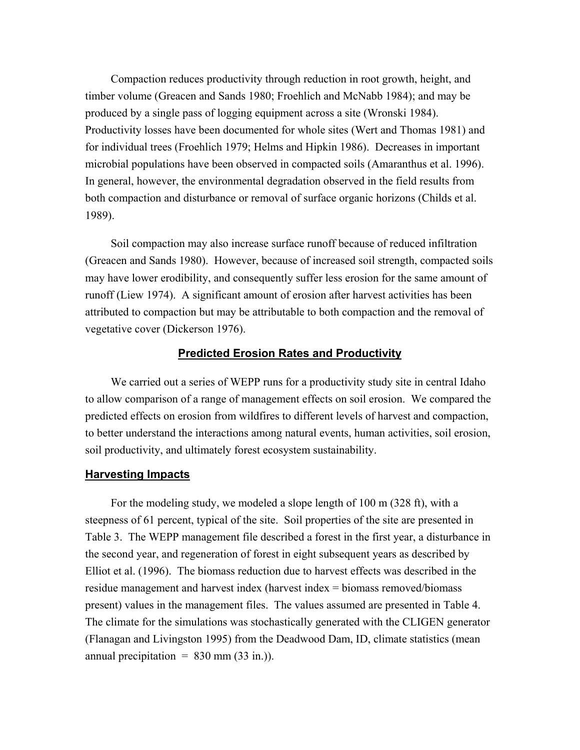Compaction reduces productivity through reduction in root growth, height, and timber volume (Greacen and Sands 1980; Froehlich and McNabb 1984); and may be produced by a single pass of logging equipment across a site (Wronski 1984). Productivity losses have been documented for whole sites (Wert and Thomas 1981) and for individual trees (Froehlich 1979; Helms and Hipkin 1986). Decreases in important microbial populations have been observed in compacted soils (Amaranthus et al. 1996). In general, however, the environmental degradation observed in the field results from both compaction and disturbance or removal of surface organic horizons (Childs et al. 1989).

Soil compaction may also increase surface runoff because of reduced infiltration (Greacen and Sands 1980). However, because of increased soil strength, compacted soils may have lower erodibility, and consequently suffer less erosion for the same amount of runoff (Liew 1974). A significant amount of erosion after harvest activities has been attributed to compaction but may be attributable to both compaction and the removal of vegetative cover (Dickerson 1976).

## Predicted Erosion Rates and Productivity

We carried out a series of WEPP runs for a productivity study site in central Idaho to allow comparison of a range of management effects on soil erosion. We compared the predicted effects on erosion from wildfires to different levels of harvest and compaction, to better understand the interactions among natural events, human activities, soil erosion, soil productivity, and ultimately forest ecosystem sustainability.

### Harvesting Impacts

For the modeling study, we modeled a slope length of 100 m (328 ft), with a steepness of 61 percent, typical of the site. Soil properties of the site are presented in Table 3. The WEPP management file described a forest in the first year, a disturbance in the second year, and regeneration of forest in eight subsequent years as described by Elliot et al. (1996). The biomass reduction due to harvest effects was described in the residue management and harvest index (harvest index = biomass removed/biomass present) values in the management files. The values assumed are presented in Table 4. The climate for the simulations was stochastically generated with the CLIGEN generator (Flanagan and Livingston 1995) from the Deadwood Dam, ID, climate statistics (mean annual precipitation = 830 mm (33 in.)).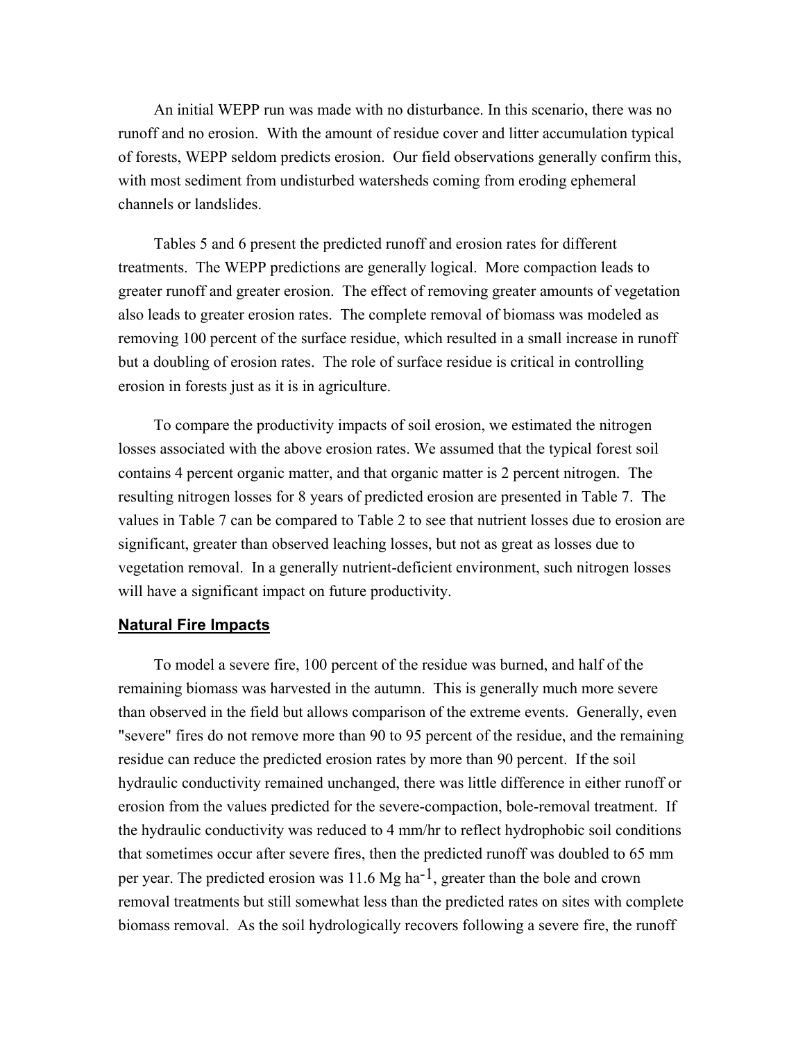An initial WEPP run was made with no disturbance. In this scenario, there was no runoff and no erosion. With the amount of residue cover and litter accumulation typical of forests, WEPP seldom predicts erosion. Our field observations generally confirm this, with most sediment from undisturbed watersheds coming from eroding ephemeral channels or landslides.

Tables 5 and 6 present the predicted runoff and erosion rates for different treatments. The WEPP predictions are generally logical. More compaction leads to greater runoff and greater erosion. The effect of removing greater amounts of vegetation also leads to greater erosion rates. The complete removal of biomass was modeled as removing 100 percent of the surface residue, which resulted in a small increase in runoff but a doubling of erosion rates. The role of surface residue is critical in controlling erosion in forests just as it is in agriculture.

To compare the productivity impacts of soil erosion, we estimated the nitrogen losses associated with the above erosion rates. We assumed that the typical forest soil contains 4 percent organic matter, and that organic matter is 2 percent nitrogen. The resulting nitrogen losses for 8 years of predicted erosion are presented in Table 7. The values in Table 7 can be compared to Table 2 to see that nutrient losses due to erosion are significant, greater than observed leaching losses, but not as great as losses due to vegetation removal. In a generally nutrient-deficient environment, such nitrogen losses will have a significant impact on future productivity.

## Natural Fire Impacts

To model a severe fire, 100 percent of the residue was burned, and half of the remaining biomass was harvested in the autumn. This is generally much more severe than observed in the field but allows comparison of the extreme events. Generally, even "severe" fires do not remove more than 90 to 95 percent of the residue, and the remaining residue can reduce the predicted erosion rates by more than 90 percent. If the soil hydraulic conductivity remained unchanged, there was little difference in either runoff or erosion from the values predicted for the severe-compaction, bole-removal treatment. If the hydraulic conductivity was reduced to 4 mm/hr to reflect hydrophobic soil conditions that sometimes occur after severe fires, then the predicted runoff was doubled to 65 mm per year. The predicted erosion was 11.6 Mg $ha^{-1}$, greater than the bole and crown removal treatments but still somewhat less than the predicted rates on sites with complete biomass removal. As the soil hydrologically recovers following a severe fire, the runoff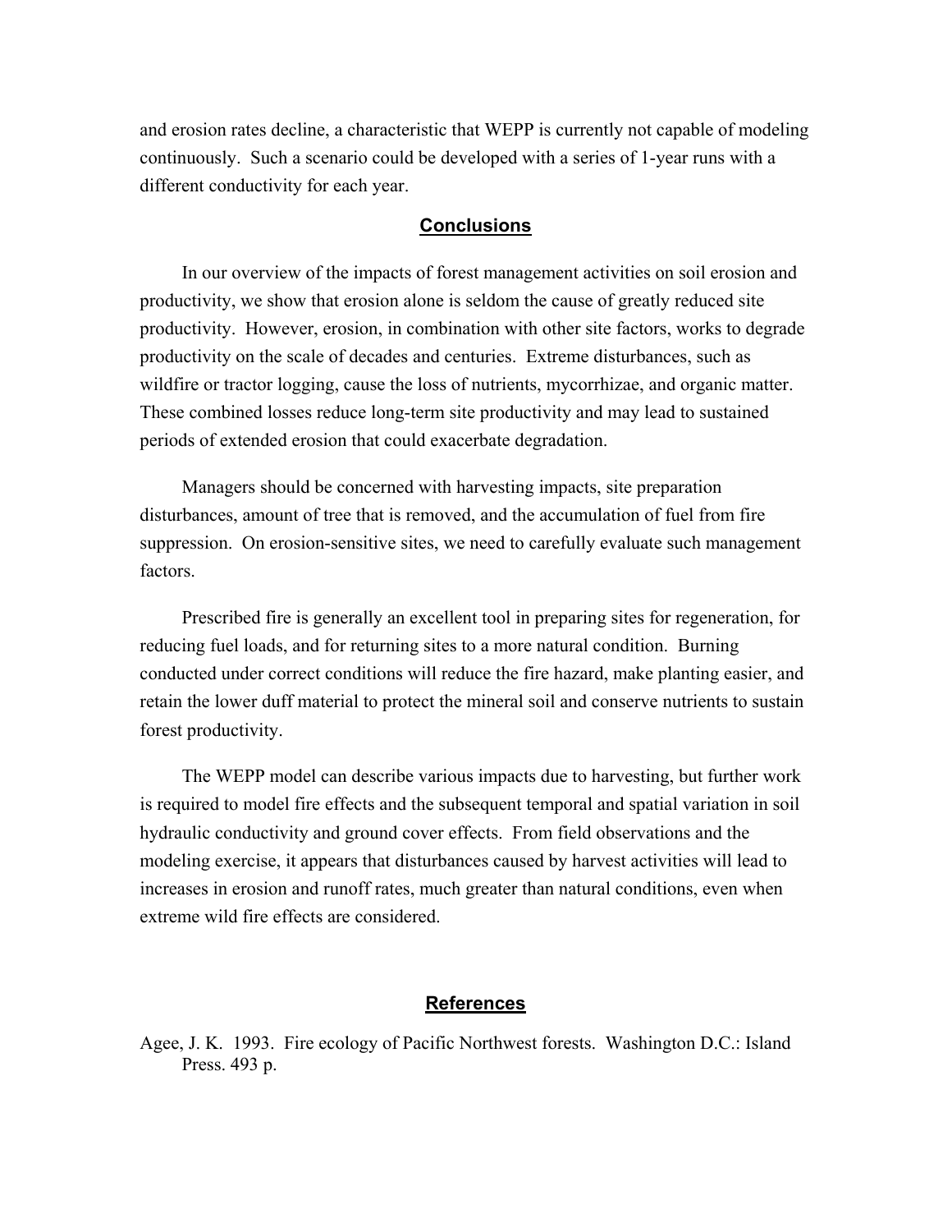and erosion rates decline, a characteristic that WEPP is currently not capable of modeling continuously. Such a scenario could be developed with a series of 1-year runs with a different conductivity for each year.

## Conclusions

In our overview of the impacts of forest management activities on soil erosion and productivity, we show that erosion alone is seldom the cause of greatly reduced site productivity. However, erosion, in combination with other site factors, works to degrade productivity on the scale of decades and centuries. Extreme disturbances, such as wildfire or tractor logging, cause the loss of nutrients, mycorrhizae, and organic matter. These combined losses reduce long-term site productivity and may lead to sustained periods of extended erosion that could exacerbate degradation.

Managers should be concerned with harvesting impacts, site preparation disturbances, amount of tree that is removed, and the accumulation of fuel from fire suppression. On erosion-sensitive sites, we need to carefully evaluate such management factors.

Prescribed fire is generally an excellent tool in preparing sites for regeneration, for reducing fuel loads, and for returning sites to a more natural condition. Burning conducted under correct conditions will reduce the fire hazard, make planting easier, and retain the lower duff material to protect the mineral soil and conserve nutrients to sustain forest productivity.

The WEPP model can describe various impacts due to harvesting, but further work is required to model fire effects and the subsequent temporal and spatial variation in soil hydraulic conductivity and ground cover effects. From field observations and the modeling exercise, it appears that disturbances caused by harvest activities will lead to increases in erosion and runoff rates, much greater than natural conditions, even when extreme wild fire effects are considered.

## References

Agee, J. K. 1993. Fire ecology of Pacific Northwest forests. Washington D.C.: Island Press. 493 p.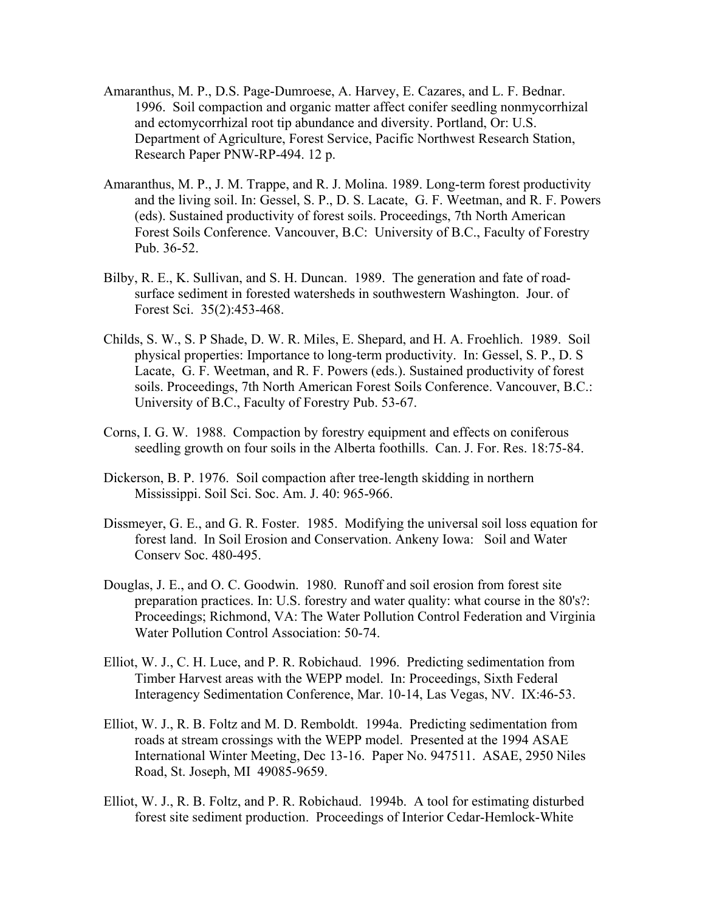Amaranthus, M. P., D.S. Page-Dumroese, A. Harvey, E. Cazares, and L. F. Bednar. 1996. Soil compaction and organic matter affect conifer seedling nonmycorrhizal and ectomycorrhizal root tip abundance and diversity. Portland, Or: U.S. Department of Agriculture, Forest Service, Pacific Northwest Research Station, Research Paper PNW-RP-494. 12 p.

Amaranthus, M. P., J. M. Trappe, and R. J. Molina. 1989. Long-term forest productivity and the living soil. In: Gessel, S. P., D. S. Lacate, G. F. Weetman, and R. F. Powers (eds). Sustained productivity of forest soils. Proceedings, 7th North American Forest Soils Conference. Vancouver, B.C: University of B.C., Faculty of Forestry Pub. 36-52.

Bilby, R. E., K. Sullivan, and S. H. Duncan. 1989. The generation and fate of road-surface sediment in forested watersheds in southwestern Washington. Jour. of Forest Sci. 35(2):453-468.

Childs, S. W., S. P Shade, D. W. R. Miles, E. Shepard, and H. A. Froehlich. 1989. Soil physical properties: Importance to long-term productivity. In: Gessel, S. P., D. S Lacate, G. F. Weetman, and R. F. Powers (eds.). Sustained productivity of forest soils. Proceedings, 7th North American Forest Soils Conference. Vancouver, B.C.: University of B.C., Faculty of Forestry Pub. 53-67.

Corns, I. G. W. 1988. Compaction by forestry equipment and effects on coniferous seedling growth on four soils in the Alberta foothills. Can. J. For. Res. 18:75-84.

Dickerson, B. P. 1976. Soil compaction after tree-length skidding in northern Mississippi. Soil Sci. Soc. Am. J. 40: 965-966.

Dissmeyer, G. E., and G. R. Foster. 1985. Modifying the universal soil loss equation for forest land. In Soil Erosion and Conservation. Ankeny Iowa: Soil and Water Conserv Soc. 480-495.

Douglas, J. E., and O. C. Goodwin. 1980. Runoff and soil erosion from forest site preparation practices. In: U.S. forestry and water quality: what course in the 80's?: Proceedings; Richmond, VA: The Water Pollution Control Federation and Virginia Water Pollution Control Association: 50-74.

Elliot, W. J., C. H. Luce, and P. R. Robichaud. 1996. Predicting sedimentation from Timber Harvest areas with the WEPP model. In: Proceedings, Sixth Federal Interagency Sedimentation Conference, Mar. 10-14, Las Vegas, NV. IX:46-53.

Elliot, W. J., R. B. Foltz and M. D. Remboldt. 1994a. Predicting sedimentation from roads at stream crossings with the WEPP model. Presented at the 1994 ASAE International Winter Meeting, Dec 13-16. Paper No. 947511. ASAE, 2950 Niles Road, St. Joseph, MI 49085-9659.

Elliot, W. J., R. B. Foltz, and P. R. Robichaud. 1994b. A tool for estimating disturbed forest site sediment production. Proceedings of Interior Cedar-Hemlock-White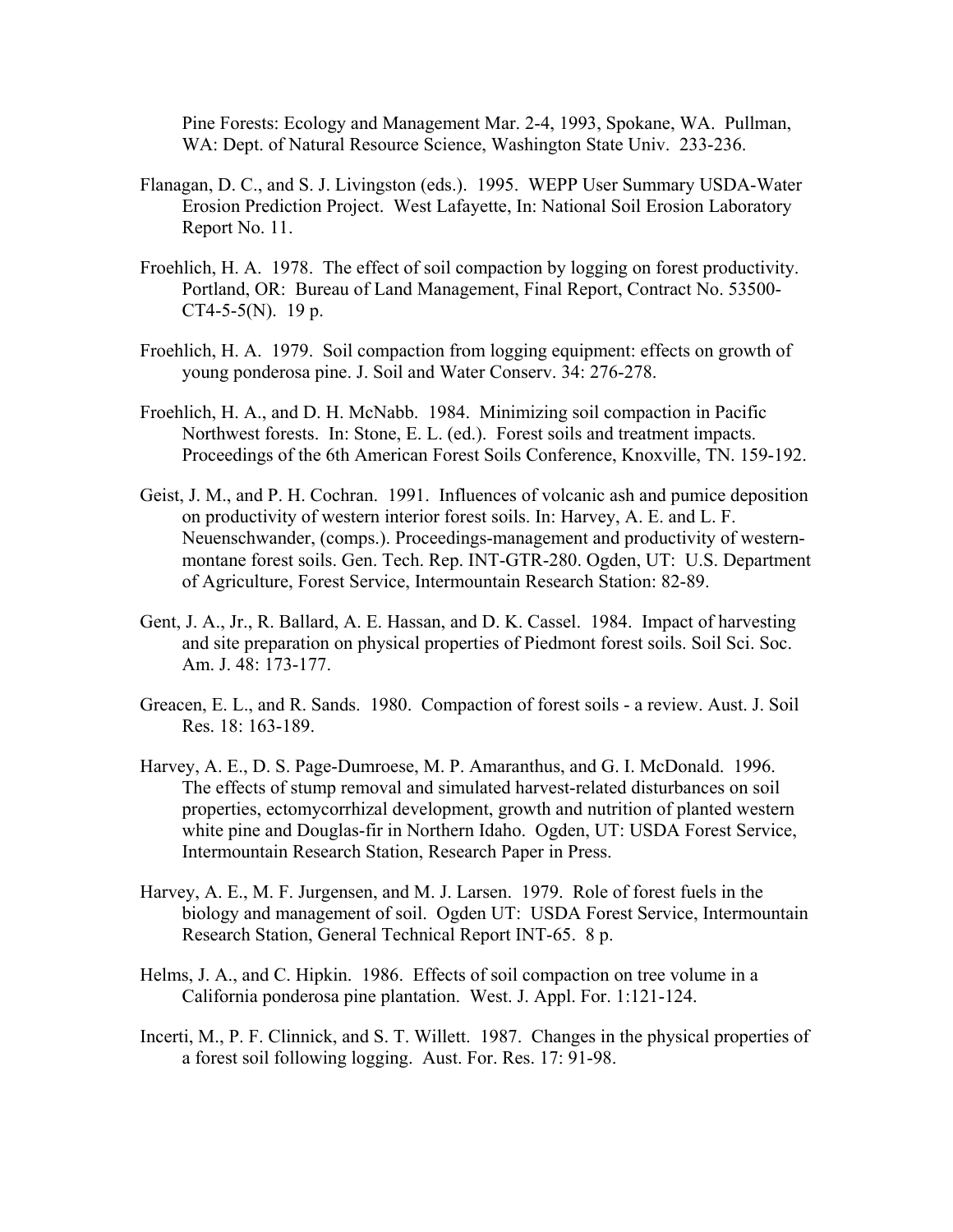Pine Forests: Ecology and Management Mar. 2-4, 1993, Spokane, WA. Pullman, WA: Dept. of Natural Resource Science, Washington State Univ. 233-236.

Flanagan, D. C., and S. J. Livingston (eds.). 1995. WEPP User Summary USDA-Water Erosion Prediction Project. West Lafayette, In: National Soil Erosion Laboratory Report No. 11.

Froehlich, H. A. 1978. The effect of soil compaction by logging on forest productivity. Portland, OR: Bureau of Land Management, Final Report, Contract No. 53500-CT4-5-5(N). 19 p.

Froehlich, H. A. 1979. Soil compaction from logging equipment: effects on growth of young ponderosa pine. J. Soil and Water Conserv. 34: 276-278.

Froehlich, H. A., and D. H. McNabb. 1984. Minimizing soil compaction in Pacific Northwest forests. In: Stone, E. L. (ed.). Forest soils and treatment impacts. Proceedings of the 6th American Forest Soils Conference, Knoxville, TN. 159-192.

Geist, J. M., and P. H. Cochran. 1991. Influences of volcanic ash and pumice deposition on productivity of western interior forest soils. In: Harvey, A. E. and L. F. Neuenschwander, (comps.). Proceedings-management and productivity of western-montane forest soils. Gen. Tech. Rep. INT-GTR-280. Ogden, UT: U.S. Department of Agriculture, Forest Service, Intermountain Research Station: 82-89.

Gent, J. A., Jr., R. Ballard, A. E. Hassan, and D. K. Cassel. 1984. Impact of harvesting and site preparation on physical properties of Piedmont forest soils. Soil Sci. Soc. Am. J. 48: 173-177.

Greacen, E. L., and R. Sands. 1980. Compaction of forest soils - a review. Aust. J. Soil Res. 18: 163-189.

Harvey, A. E., D. S. Page-Dumroese, M. P. Amaranthus, and G. I. McDonald. 1996. The effects of stump removal and simulated harvest-related disturbances on soil properties, ectomycorrhizal development, growth and nutrition of planted western white pine and Douglas-fir in Northern Idaho. Ogden, UT: USDA Forest Service, Intermountain Research Station, Research Paper in Press.

Harvey, A. E., M. F. Jurgensen, and M. J. Larsen. 1979. Role of forest fuels in the biology and management of soil. Ogden UT: USDA Forest Service, Intermountain Research Station, General Technical Report INT-65. 8 p.

Helms, J. A., and C. Hipkin. 1986. Effects of soil compaction on tree volume in a California ponderosa pine plantation. West. J. Appl. For. 1:121-124.

Incerti, M., P. F. Clinnick, and S. T. Willett. 1987. Changes in the physical properties of a forest soil following logging. Aust. For. Res. 17: 91-98.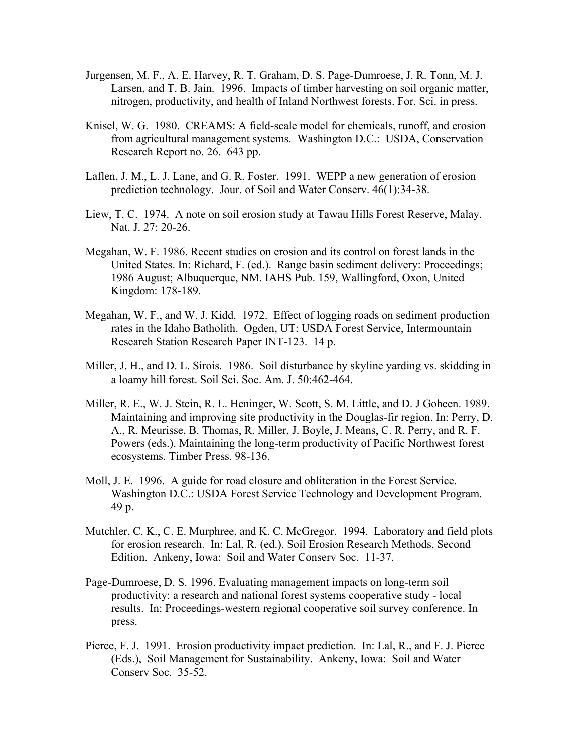Jurgensen, M. F., A. E. Harvey, R. T. Graham, D. S. Page-Dumroese, J. R. Tonn, M. J. Larsen, and T. B. Jain. 1996. Impacts of timber harvesting on soil organic matter, nitrogen, productivity, and health of Inland Northwest forests. For. Sci. in press.

Knisel, W. G. 1980. CREAMS: A field-scale model for chemicals, runoff, and erosion from agricultural management systems. Washington D.C.: USDA, Conservation Research Report no. 26. 643 pp.

Laflen, J. M., L. J. Lane, and G. R. Foster. 1991. WEPP a new generation of erosion prediction technology. Jour. of Soil and Water Conserv. 46(1):34-38.

Liew, T. C. 1974. A note on soil erosion study at Tawau Hills Forest Reserve, Malay. Nat. J. 27: 20-26.

Megahan, W. F. 1986. Recent studies on erosion and its control on forest lands in the United States. In: Richard, F. (ed.). Range basin sediment delivery: Proceedings; 1986 August; Albuquerque, NM. IAHS Pub. 159, Wallingford, Oxon, United Kingdom: 178-189.

Megahan, W. F., and W. J. Kidd. 1972. Effect of logging roads on sediment production rates in the Idaho Batholith. Ogden, UT: USDA Forest Service, Intermountain Research Station Research Paper INT-123. 14 p.

Miller, J. H., and D. L. Sirois. 1986. Soil disturbance by skyline yarding vs. skidding in a loamy hill forest. Soil Sci. Soc. Am. J. 50:462-464.

Miller, R. E., W. J. Stein, R. L. Heninger, W. Scott, S. M. Little, and D. J Goheen. 1989. Maintaining and improving site productivity in the Douglas-fir region. In: Perry, D. A., R. Meurisse, B. Thomas, R. Miller, J. Boyle, J. Means, C. R. Perry, and R. F. Powers (eds.). Maintaining the long-term productivity of Pacific Northwest forest ecosystems. Timber Press. 98-136.

Moll, J. E. 1996. A guide for road closure and obliteration in the Forest Service. Washington D.C.: USDA Forest Service Technology and Development Program. 49 p.

Mutchler, C. K., C. E. Murphree, and K. C. McGregor. 1994. Laboratory and field plots for erosion research. In: Lal, R. (ed.). Soil Erosion Research Methods, Second Edition. Ankeny, Iowa: Soil and Water Conserv Soc. 11-37.

Page-Dumroese, D. S. 1996. Evaluating management impacts on long-term soil productivity: a research and national forest systems cooperative study - local results. In: Proceedings-western regional cooperative soil survey conference. In press.

Pierce, F. J. 1991. Erosion productivity impact prediction. In: Lal, R., and F. J. Pierce (Eds.), Soil Management for Sustainability. Ankeny, Iowa: Soil and Water Conserv Soc. 35-52.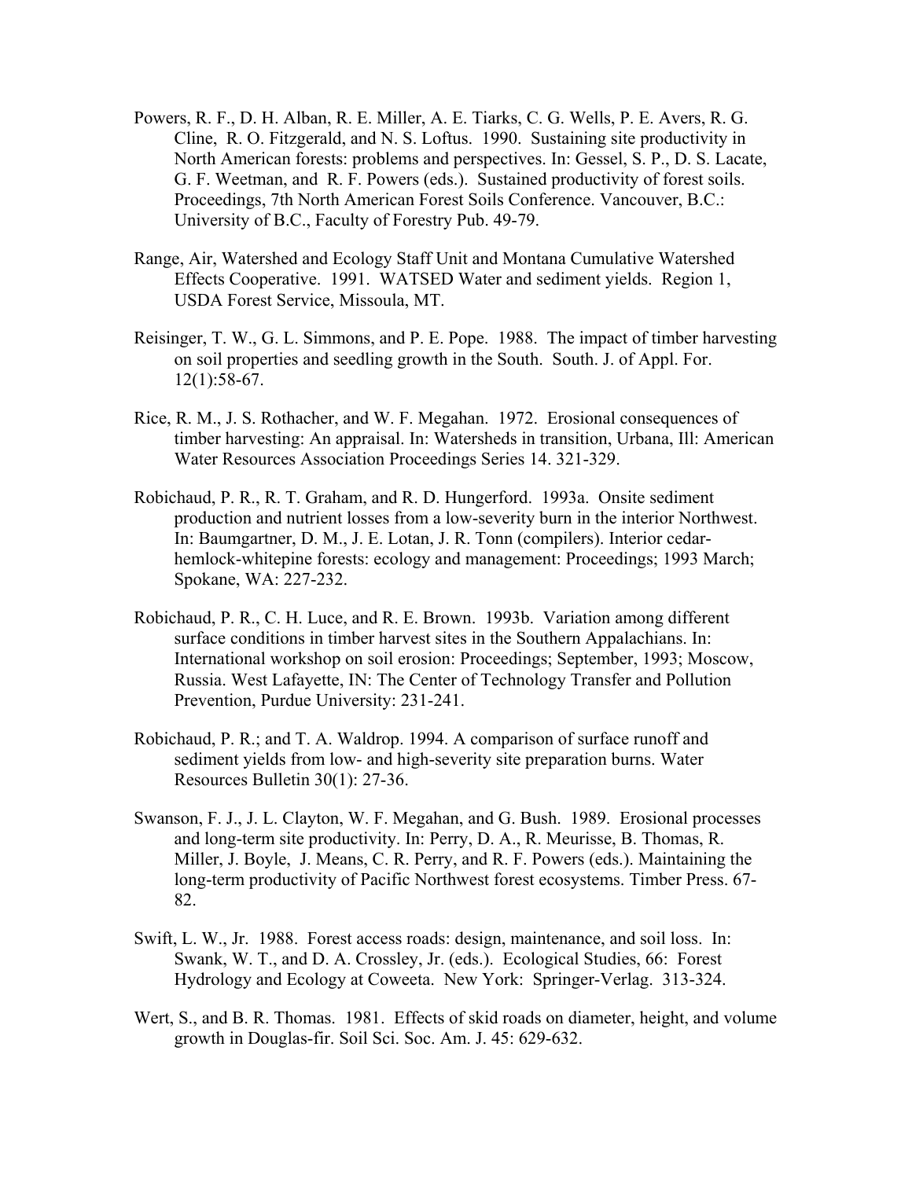Powers, R. F., D. H. Alban, R. E. Miller, A. E. Tiarks, C. G. Wells, P. E. Avers, R. G. Cline, R. O. Fitzgerald, and N. S. Loftus. 1990. Sustaining site productivity in North American forests: problems and perspectives. In: Gessel, S. P., D. S. Lacate, G. F. Weetman, and R. F. Powers (eds.). Sustained productivity of forest soils. Proceedings, 7th North American Forest Soils Conference. Vancouver, B.C.: University of B.C., Faculty of Forestry Pub. 49-79.

Range, Air, Watershed and Ecology Staff Unit and Montana Cumulative Watershed Effects Cooperative. 1991. WATSED Water and sediment yields. Region 1, USDA Forest Service, Missoula, MT.

Reisinger, T. W., G. L. Simmons, and P. E. Pope. 1988. The impact of timber harvesting on soil properties and seedling growth in the South. South. J. of Appl. For. 12(1):58-67.

Rice, R. M., J. S. Rothacher, and W. F. Megahan. 1972. Erosional consequences of timber harvesting: An appraisal. In: Watersheds in transition, Urbana, Ill: American Water Resources Association Proceedings Series 14. 321-329.

Robichaud, P. R., R. T. Graham, and R. D. Hungerford. 1993a. Onsite sediment production and nutrient losses from a low-severity burn in the interior Northwest. In: Baumgartner, D. M., J. E. Lotan, J. R. Tonn (compilers). Interior cedar-hemlock-whitepine forests: ecology and management: Proceedings; 1993 March; Spokane, WA: 227-232.

Robichaud, P. R., C. H. Luce, and R. E. Brown. 1993b. Variation among different surface conditions in timber harvest sites in the Southern Appalachians. In: International workshop on soil erosion: Proceedings; September, 1993; Moscow, Russia. West Lafayette, IN: The Center of Technology Transfer and Pollution Prevention, Purdue University: 231-241.

Robichaud, P. R.; and T. A. Waldrop. 1994. A comparison of surface runoff and sediment yields from low- and high-severity site preparation burns. Water Resources Bulletin 30(1): 27-36.

Swanson, F. J., J. L. Clayton, W. F. Megahan, and G. Bush. 1989. Erosional processes and long-term site productivity. In: Perry, D. A., R. Meurisse, B. Thomas, R. Miller, J. Boyle, J. Means, C. R. Perry, and R. F. Powers (eds.). Maintaining the long-term productivity of Pacific Northwest forest ecosystems. Timber Press. 67-82.

Swift, L. W., Jr. 1988. Forest access roads: design, maintenance, and soil loss. In: Swank, W. T., and D. A. Crossley, Jr. (eds.). Ecological Studies, 66: Forest Hydrology and Ecology at Coweeta. New York: Springer-Verlag. 313-324.

Wert, S., and B. R. Thomas. 1981. Effects of skid roads on diameter, height, and volume growth in Douglas-fir. Soil Sci. Soc. Am. J. 45: 629-632.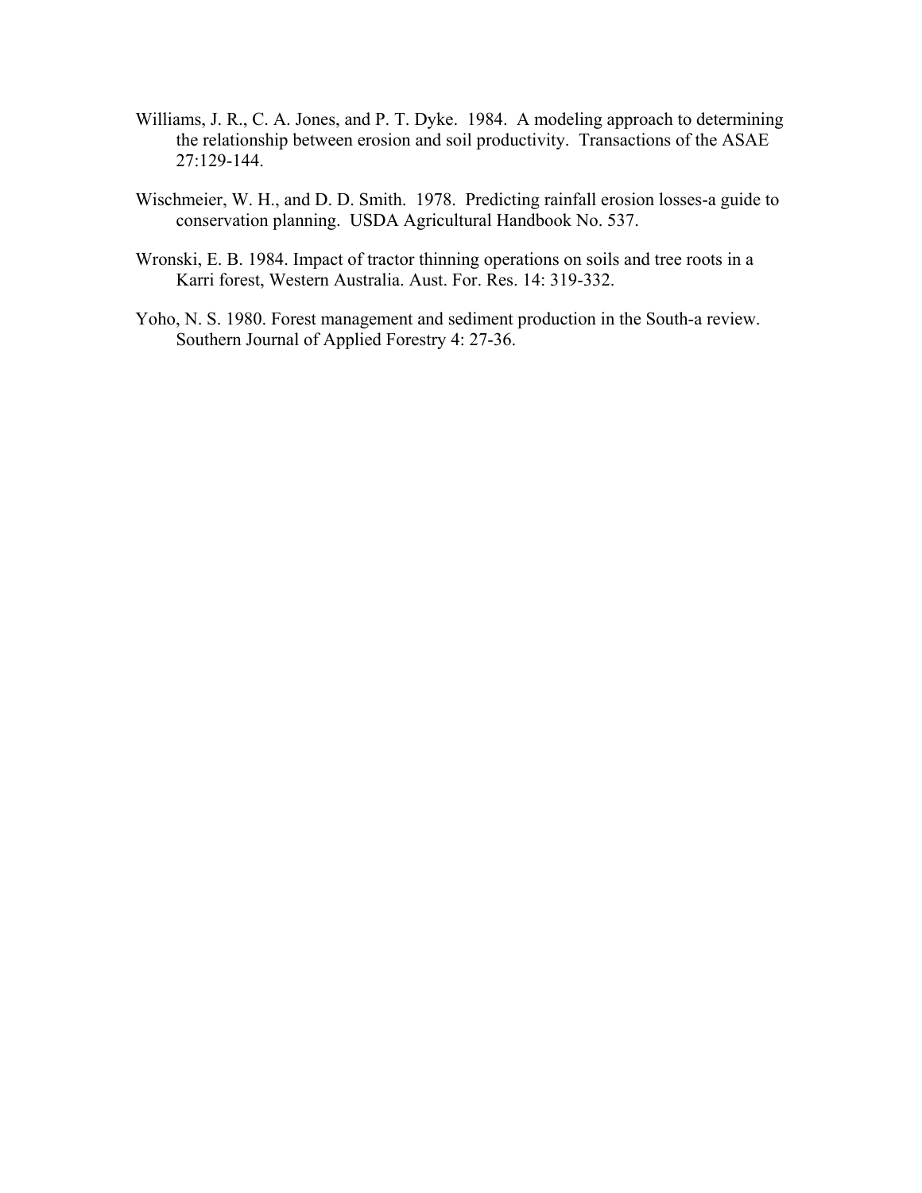Williams, J. R., C. A. Jones, and P. T. Dyke. 1984. A modeling approach to determining the relationship between erosion and soil productivity. Transactions of the ASAE 27:129-144.

Wischmeier, W. H., and D. D. Smith. 1978. Predicting rainfall erosion losses-a guide to conservation planning. USDA Agricultural Handbook No. 537.

Wronski, E. B. 1984. Impact of tractor thinning operations on soils and tree roots in a Karri forest, Western Australia. Aust. For. Res. 14: 319-332.

Yoho, N. S. 1980. Forest management and sediment production in the South-a review. Southern Journal of Applied Forestry 4: 27-36.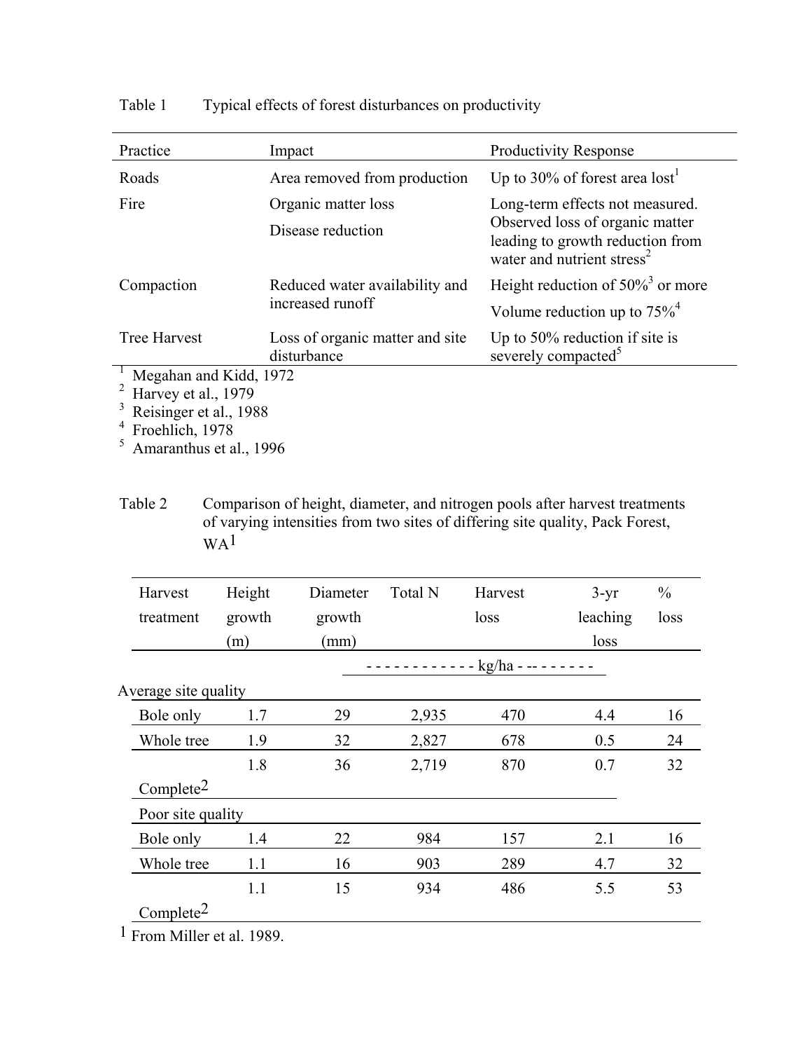Table 1 Typical effects of forest disturbances on productivity

| Practice | Impact | Productivity Response |
|---|---|---|
| Roads | Area removed from production | Up to 30% of forest area lost[1] |
| Fire | Organic matter loss<br>Disease reduction | Long-term effects not measured. Observed loss of organic matter leading to growth reduction from water and nutrient stress[2] |
| Compaction | Reduced water availability and increased runoff | Height reduction of 50%[3] or more<br>Volume reduction up to 75%[4] |
| Tree Harvest | Loss of organic matter and site disturbance | Up to 50% reduction if site is severely compacted[5] |

[1] Megahan and Kidd, 1972
[2] Harvey et al., 1979
[3] Reisinger et al., 1988
[4] Froehlich, 1978
[5] Amaranthus et al., 1996

Table 2 Comparison of height, diameter, and nitrogen pools after harvest treatments of varying intensities from two sites of differing site quality, Pack Forest, WA[1]

| Harvest treatment | Height growth (m) | Diameter growth (mm) | Total N | Harvest loss | 3-yr leaching loss | % loss |
|---|---|---|---|---|---|---|
| | | | - - - - - - - - - - - - kg/ha - - - - - - - - - | | | |
| **Average site quality** | | | | | | |
| Bole only | 1.7 | 29 | 2,935 | 470 | 4.4 | 16 |
| Whole tree | 1.9 | 32 | 2,827 | 678 | 0.5 | 24 |
| Complete[2] | 1.8 | 36 | 2,719 | 870 | 0.7 | 32 |
| **Poor site quality** | | | | | | |
| Bole only | 1.4 | 22 | 984 | 157 | 2.1 | 16 |
| Whole tree | 1.1 | 16 | 903 | 289 | 4.7 | 32 |
| Complete[2] | 1.1 | 15 | 934 | 486 | 5.5 | 53 |

[1] From Miller et al. 1989.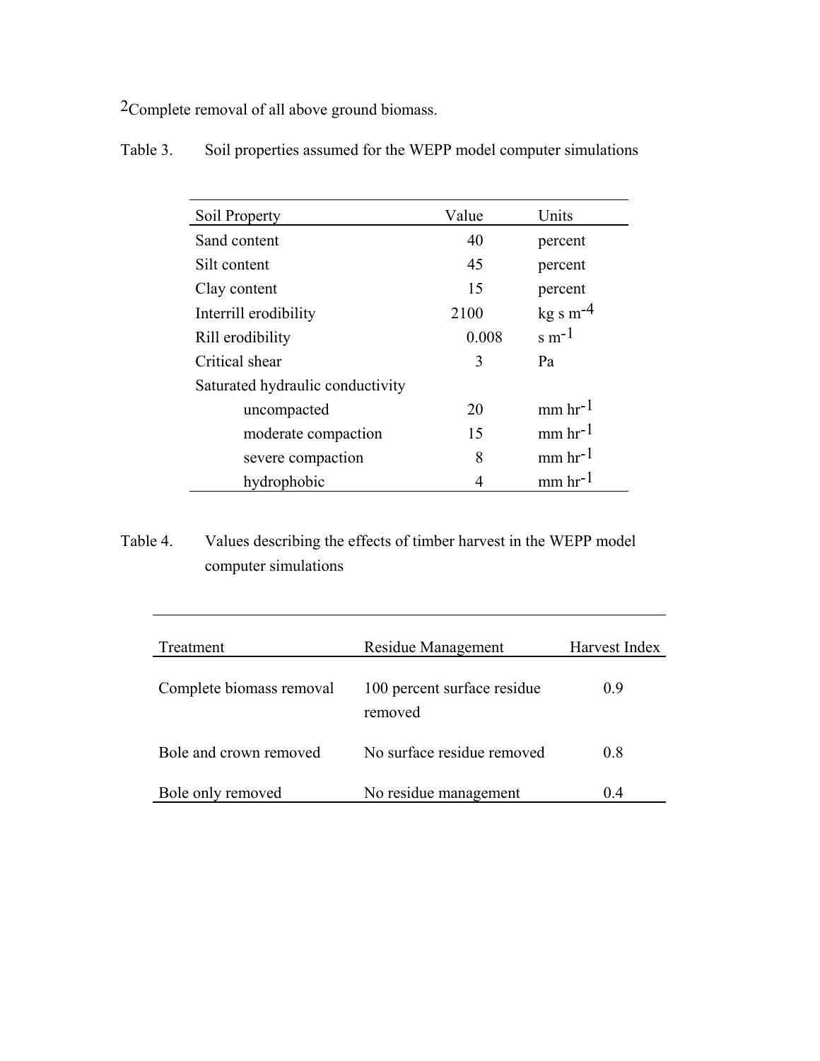[2]Complete removal of all above ground biomass.

Table 3. Soil properties assumed for the WEPP model computer simulations

| Soil Property | Value | Units |
|---|---|---|
| Sand content | 40 | percent |
| Silt content | 45 | percent |
| Clay content | 15 | percent |
| Interrill erodibility | 2100 | kg s $m^{-4}$ |
| Rill erodibility | 0.008 | s $m^{-1}$ |
| Critical shear | 3 | Pa |
| Saturated hydraulic conductivity | | |
| uncompacted | 20 | mm $hr^{-1}$ |
| moderate compaction | 15 | mm $hr^{-1}$ |
| severe compaction | 8 | mm $hr^{-1}$ |
| hydrophobic | 4 | mm $hr^{-1}$ |

Table 4. Values describing the effects of timber harvest in the WEPP model computer simulations

| Treatment | Residue Management | Harvest Index |
|---|---|---|
| Complete biomass removal | 100 percent surface residue removed | 0.9 |
| Bole and crown removed | No surface residue removed | 0.8 |
| Bole only removed | No residue management | 0.4 |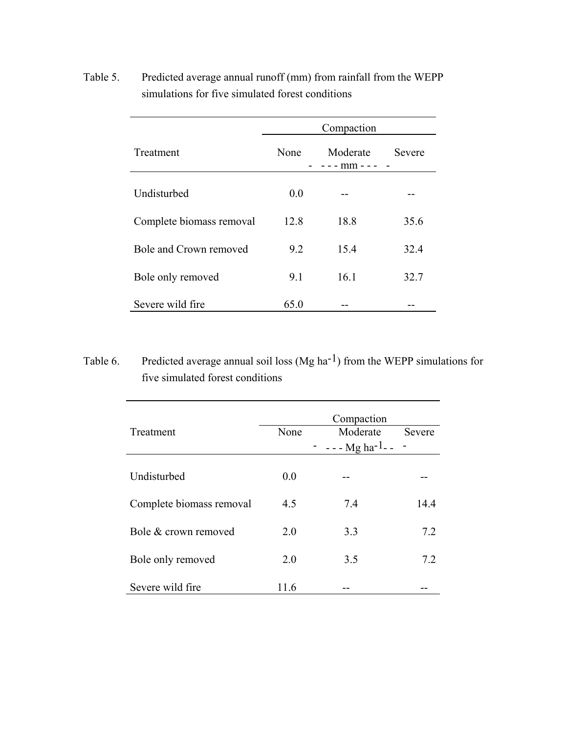Table 5. Predicted average annual runoff (mm) from rainfall from the WEPP simulations for five simulated forest conditions

| Treatment | Compaction | | |
|---|---|---|---|
| | None | Moderate | Severe |
| | | - - - mm - - - | |
| Undisturbed | 0.0 | -- | -- |
| Complete biomass removal | 12.8 | 18.8 | 35.6 |
| Bole and Crown removed | 9.2 | 15.4 | 32.4 |
| Bole only removed | 9.1 | 16.1 | 32.7 |
| Severe wild fire | 65.0 | -- | -- |

Table 6. Predicted average annual soil loss (Mg ha$^{-1}$) from the WEPP simulations for five simulated forest conditions

| Treatment | Compaction | | |
|---|---|---|---|
| | None | Moderate | Severe |
| | | - - - Mg ha$^{-1}$ - - - | |
| Undisturbed | 0.0 | -- | -- |
| Complete biomass removal | 4.5 | 7.4 | 14.4 |
| Bole & crown removed | 2.0 | 3.3 | 7.2 |
| Bole only removed | 2.0 | 3.5 | 7.2 |
| Severe wild fire | 11.6 | -- | -- |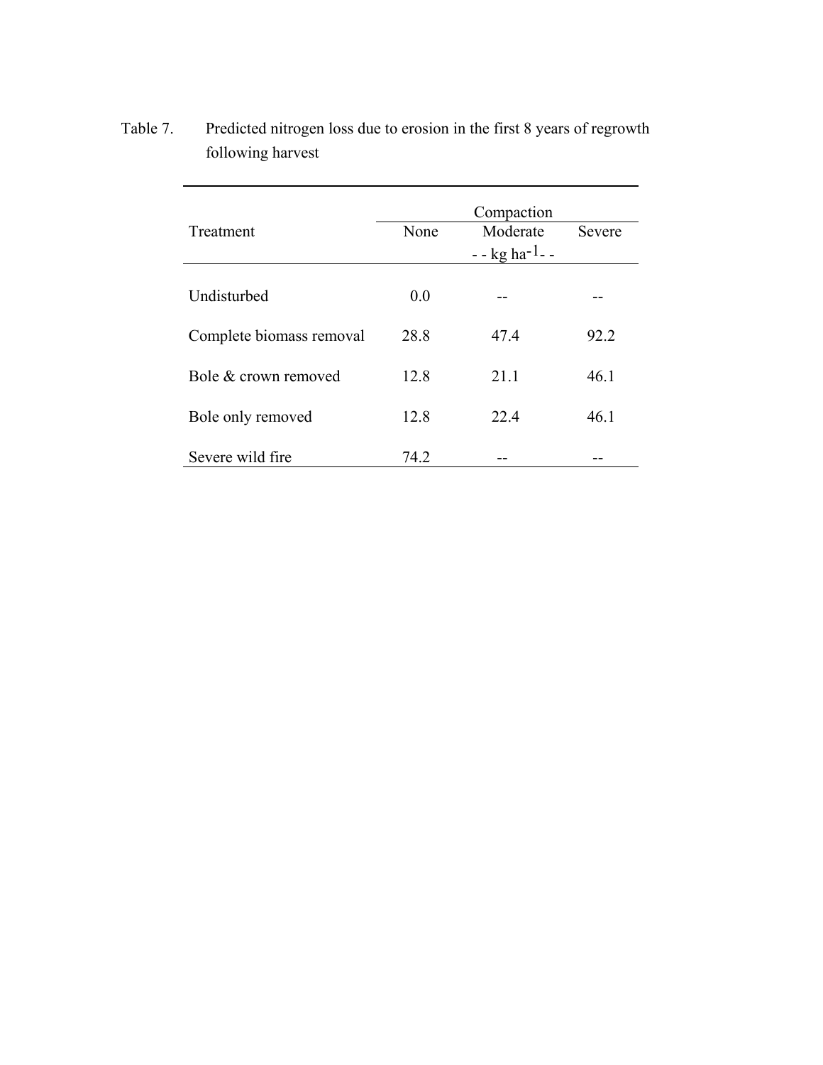Table 7. Predicted nitrogen loss due to erosion in the first 8 years of regrowth following harvest

| Treatment | Compaction | | |
|---|---|---|---|
| | None | Moderate | Severe |
| | | - - kg ha$^{-1}$ - - | |
| Undisturbed | 0.0 | -- | -- |
| Complete biomass removal | 28.8 | 47.4 | 92.2 |
| Bole & crown removed | 12.8 | 21.1 | 46.1 |
| Bole only removed | 12.8 | 22.4 | 46.1 |
| Severe wild fire | 74.2 | -- | -- |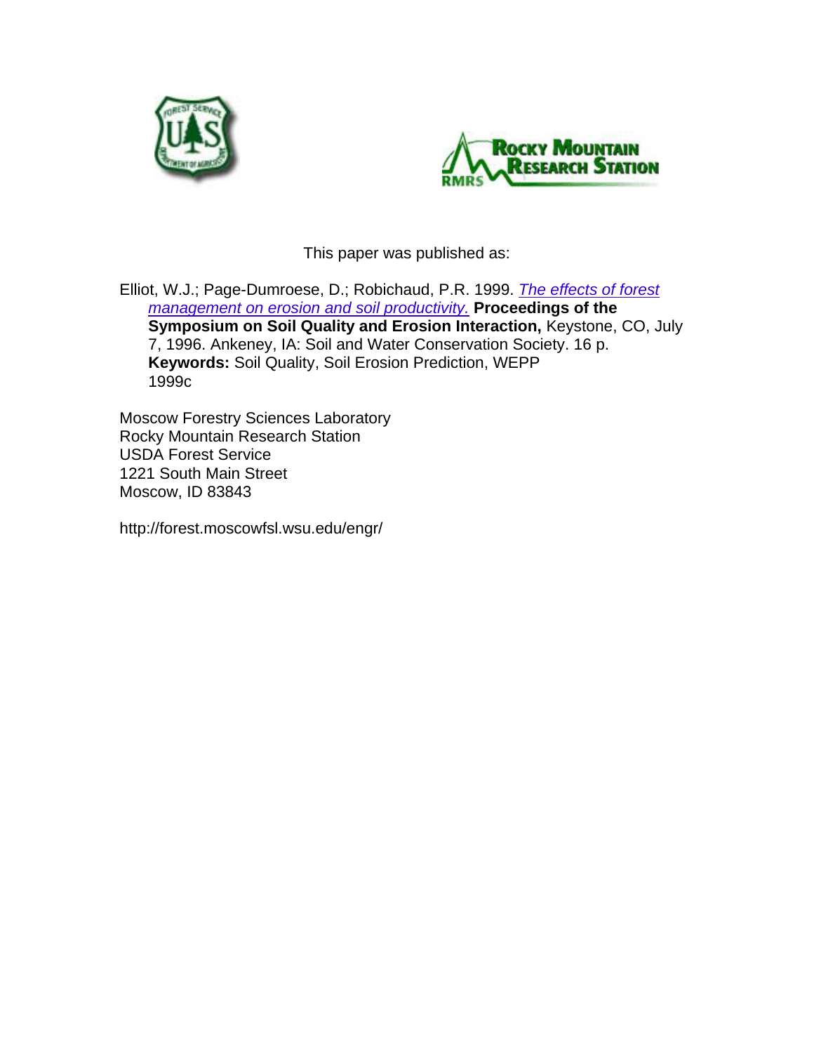This paper was published as:

Elliot, W.J.; Page-Dumroese, D.; Robichaud, P.R. 1999. *The effects of forest management on erosion and soil productivity.* **Proceedings of the Symposium on Soil Quality and Erosion Interaction,** Keystone, CO, July 7, 1996. Ankeney, IA: Soil and Water Conservation Society. 16 p.
**Keywords:** Soil Quality, Soil Erosion Prediction, WEPP
1999c

Moscow Forestry Sciences Laboratory
Rocky Mountain Research Station
USDA Forest Service
1221 South Main Street
Moscow, ID 83843

http://forest.moscowfsl.wsu.edu/engr/